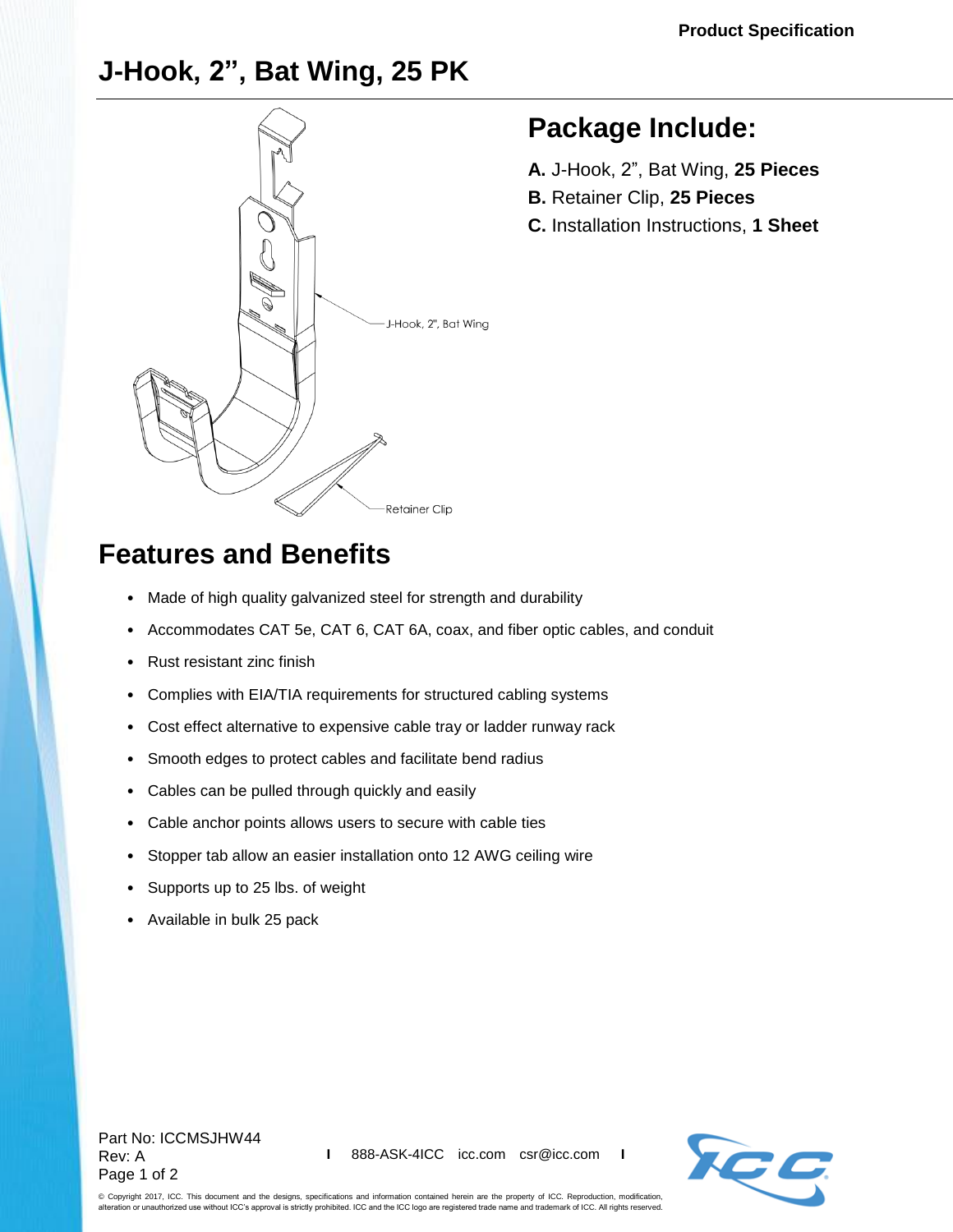Product Specification

# J-Hook, 2", Bat Wing, 25 PK

J-Hook, 2", Bat Wing

Retainer Clip

## Package Include:

**A.** J-Hook, 2", Bat Wing, **25 Pieces**

**B.** Retainer Clip, **25 Pieces**

**C.** Installation Instructions, **1 Sheet**

## Features and Benefits

- Made of high quality galvanized steel for strength and durability
- Accommodates CAT 5e, CAT 6, CAT 6A, coax, and fiber optic cables, and conduit
- Rust resistant zinc finish
- Complies with EIA/TIA requirements for structured cabling systems
- Cost effect alternative to expensive cable tray or ladder runway rack
- Smooth edges to protect cables and facilitate bend radius
- Cables can be pulled through quickly and easily
- Cable anchor points allows users to secure with cable ties
- Stopper tab allow an easier installation onto 12 AWG ceiling wire
- Supports up to 25 lbs. of weight
- Available in bulk 25 pack

Part No: ICCMSJHW44
Rev: A

I 888-ASK-4ICC icc.com csr@icc.com I

© Copyright 2017, ICC. This document and the designs, specifications and information contained herein are the property of ICC. Reproduction, modification, alteration or unauthorized use without ICC's approval is strictly prohibited. ICC and the ICC logo are registered trade name and trademark of ICC. All rights reserved.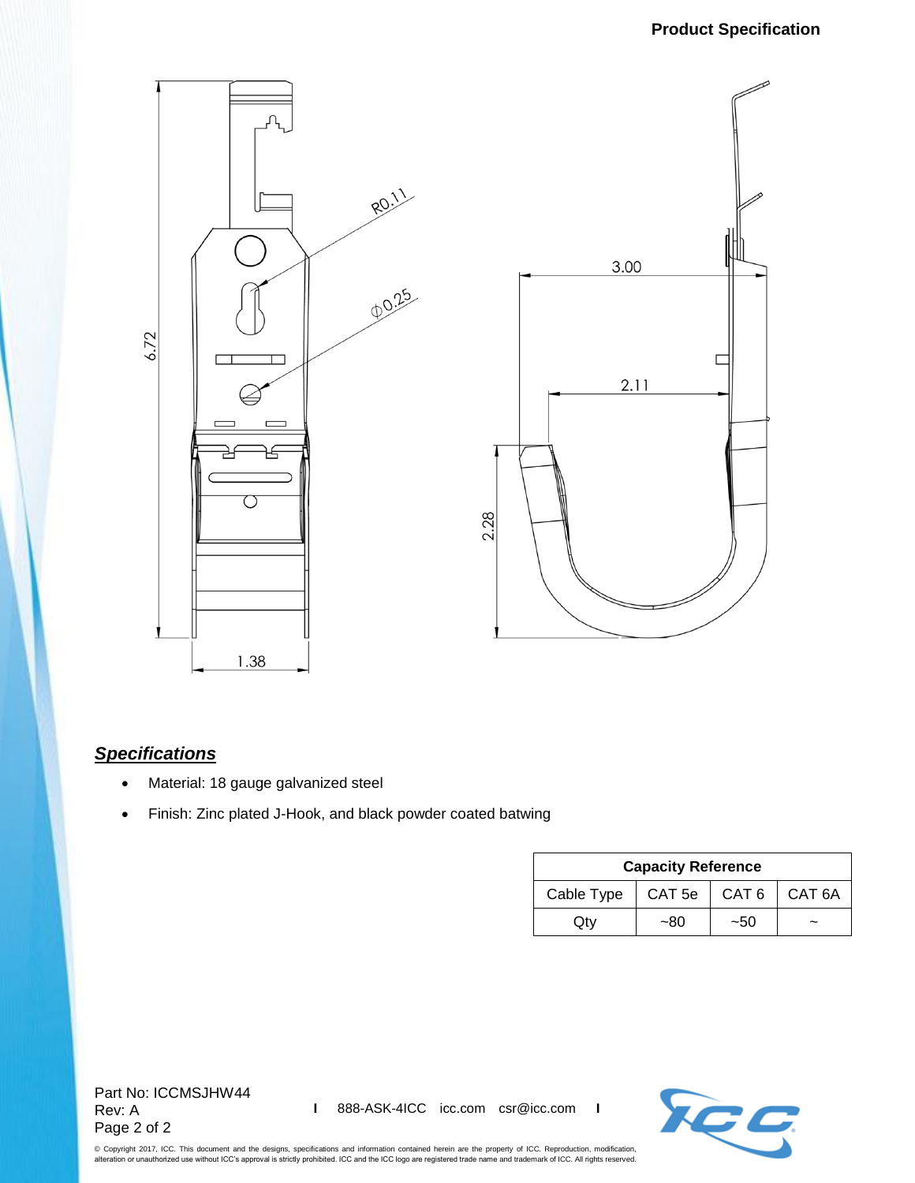**Product Specification**

6.72

R0.11

⌀0.25

1.38

3.00

2.11

2.28

## *Specifications*

- Material: 18 gauge galvanized steel
- Finish: Zinc plated J-Hook, and black powder coated batwing

| Capacity Reference | | | |
|---|---|---|---|
| Cable Type | CAT 5e | CAT 6 | CAT 6A |
| Qty | ~80 | ~50 | ~ |

Part No: ICCMSJHW44
Rev: A

I 888-ASK-4ICC icc.com csr@icc.com I

© Copyright 2017, ICC. This document and the designs, specifications and information contained herein are the property of ICC. Reproduction, modification, alteration or unauthorized use without ICC's approval is strictly prohibited. ICC and the ICC logo are registered trade name and trademark of ICC. All rights reserved.